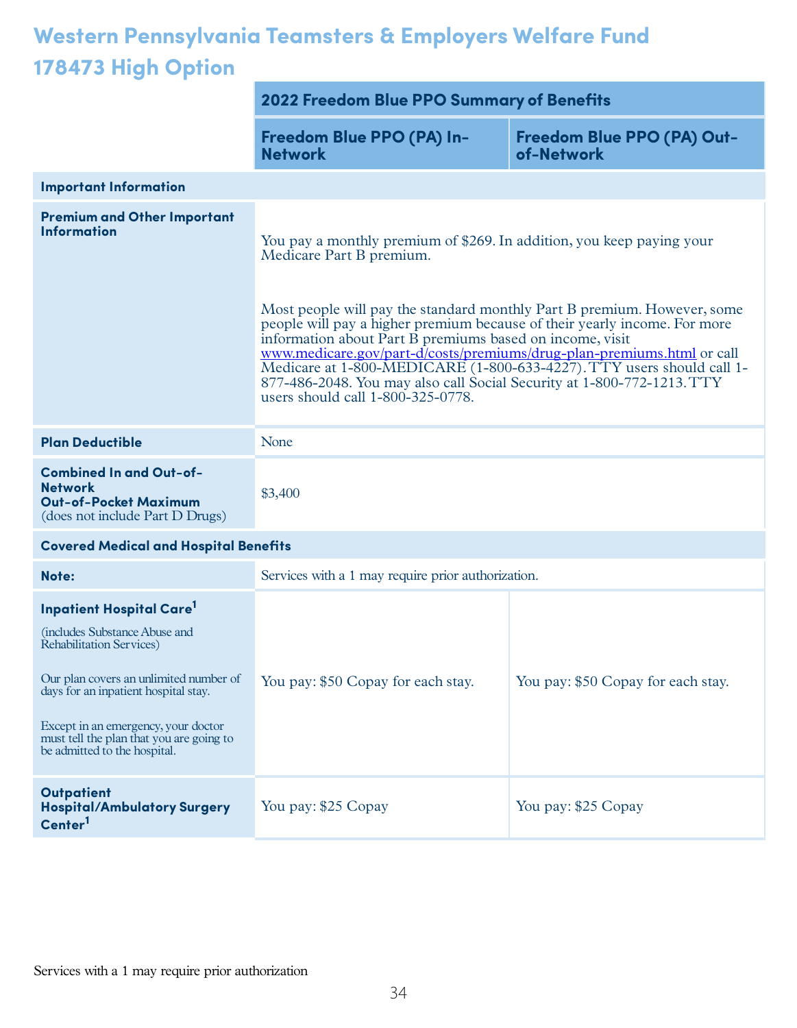# Western Pennsylvania Teamsters & Employers Welfare Fund
## 178473 High Option

| | 2022 Freedom Blue PPO Summary of Benefits | |
|---|---|---|
| | **Freedom Blue PPO (PA) In-Network** | **Freedom Blue PPO (PA) Out-of-Network** |
| **Important Information** | | |
| **Premium and Other Important Information** | You pay a monthly premium of $269. In addition, you keep paying your Medicare Part B premium.<br><br>Most people will pay the standard monthly Part B premium. However, some people will pay a higher premium because of their yearly income. For more information about Part B premiums based on income, visit www.medicare.gov/part-d/costs/premiums/drug-plan-premiums.html or call Medicare at 1-800-MEDICARE (1-800-633-4227). TTY users should call 1-877-486-2048. You may also call Social Security at 1-800-772-1213. TTY users should call 1-800-325-0778. | |
| **Plan Deductible** | None | |
| **Combined In and Out-of-Network Out-of-Pocket Maximum** (does not include Part D Drugs) | $3,400 | |
| **Covered Medical and Hospital Benefits** | | |
| **Note:** | Services with a 1 may require prior authorization. | |
| **Inpatient Hospital Care[1]** (includes Substance Abuse and Rehabilitation Services)<br><br>Our plan covers an unlimited number of days for an inpatient hospital stay.<br><br>Except in an emergency, your doctor must tell the plan that you are going to be admitted to the hospital. | You pay: $50 Copay for each stay. | You pay: $50 Copay for each stay. |
| **Outpatient Hospital/Ambulatory Surgery Center[1]** | You pay: $25 Copay | You pay: $25 Copay |

Services with a 1 may require prior authorization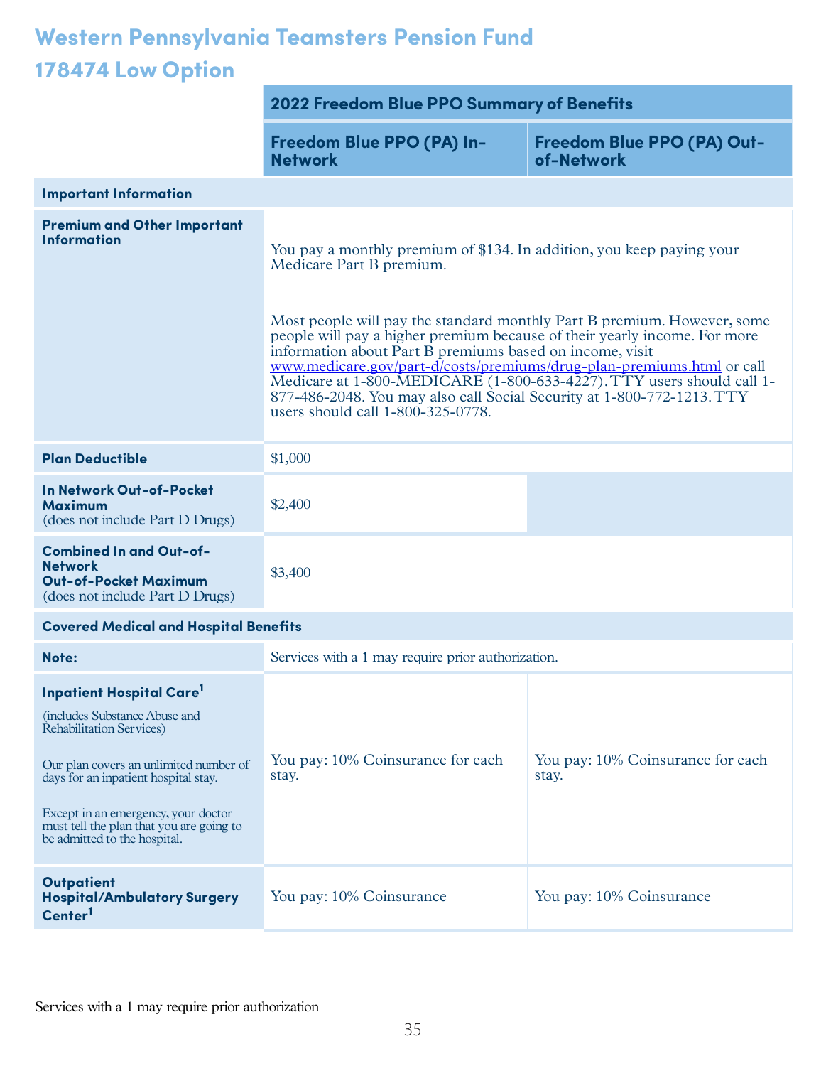# Western Pennsylvania Teamsters Pension Fund
# 178474 Low Option

| | 2022 Freedom Blue PPO Summary of Benefits | |
|---|---|---|
| | **Freedom Blue PPO (PA) In-Network** | **Freedom Blue PPO (PA) Out-of-Network** |
| **Important Information** | | |
| **Premium and Other Important Information** | You pay a monthly premium of $134. In addition, you keep paying your Medicare Part B premium.<br><br>Most people will pay the standard monthly Part B premium. However, some people will pay a higher premium because of their yearly income. For more information about Part B premiums based on income, visit www.medicare.gov/part-d/costs/premiums/drug-plan-premiums.html or call Medicare at 1-800-MEDICARE (1-800-633-4227). TTY users should call 1-877-486-2048. You may also call Social Security at 1-800-772-1213. TTY users should call 1-800-325-0778. | |
| **Plan Deductible** | $1,000 | |
| **In Network Out-of-Pocket Maximum** (does not include Part D Drugs) | $2,400 | |
| **Combined In and Out-of-Network Out-of-Pocket Maximum** (does not include Part D Drugs) | $3,400 | |
| **Covered Medical and Hospital Benefits** | | |
| **Note:** | Services with a 1 may require prior authorization. | |
| **Inpatient Hospital Care**[1]<br>(includes Substance Abuse and Rehabilitation Services)<br><br>Our plan covers an unlimited number of days for an inpatient hospital stay.<br><br>Except in an emergency, your doctor must tell the plan that you are going to be admitted to the hospital. | You pay: 10% Coinsurance for each stay. | You pay: 10% Coinsurance for each stay. |
| **Outpatient Hospital/Ambulatory Surgery Center**[1] | You pay: 10% Coinsurance | You pay: 10% Coinsurance |

Services with a 1 may require prior authorization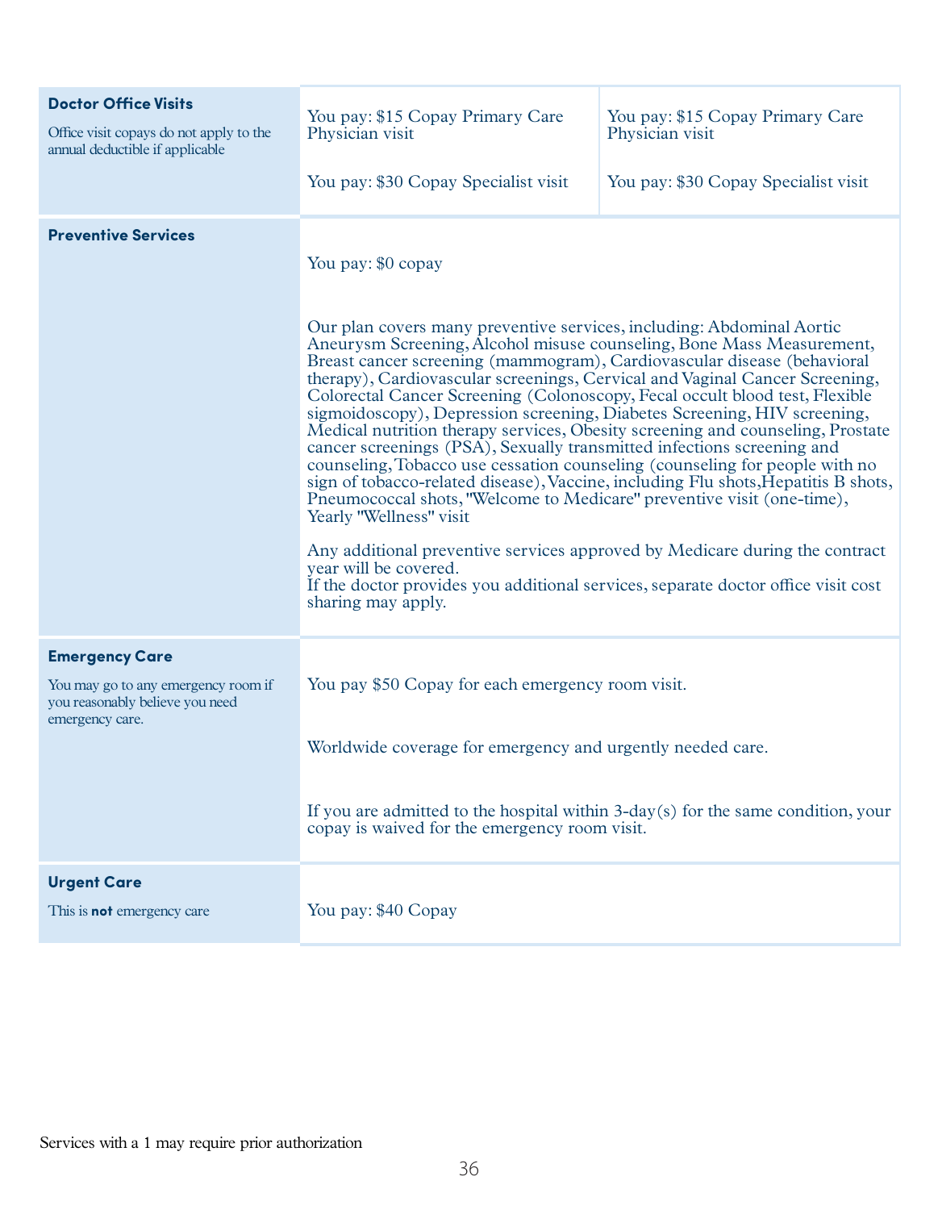| | | |
|---|---|---|
| **Doctor Office Visits**<br>Office visit copays do not apply to the annual deductible if applicable | You pay: $15 Copay Primary Care Physician visit<br><br>You pay: $30 Copay Specialist visit | You pay: $15 Copay Primary Care Physician visit<br><br>You pay: $30 Copay Specialist visit |
| **Preventive Services** | You pay: $0 copay<br><br>Our plan covers many preventive services, including: Abdominal Aortic Aneurysm Screening, Alcohol misuse counseling, Bone Mass Measurement, Breast cancer screening (mammogram), Cardiovascular disease (behavioral therapy), Cardiovascular screenings, Cervical and Vaginal Cancer Screening, Colorectal Cancer Screening (Colonoscopy, Fecal occult blood test, Flexible sigmoidoscopy), Depression screening, Diabetes Screening, HIV screening, Medical nutrition therapy services, Obesity screening and counseling, Prostate cancer screenings (PSA), Sexually transmitted infections screening and counseling, Tobacco use cessation counseling (counseling for people with no sign of tobacco-related disease), Vaccine, including Flu shots, Hepatitis B shots, Pneumococcal shots, "Welcome to Medicare" preventive visit (one-time), Yearly "Wellness" visit<br><br>Any additional preventive services approved by Medicare during the contract year will be covered.<br>If the doctor provides you additional services, separate doctor office visit cost sharing may apply. | |
| **Emergency Care**<br>You may go to any emergency room if you reasonably believe you need emergency care. | You pay $50 Copay for each emergency room visit.<br><br>Worldwide coverage for emergency and urgently needed care.<br><br>If you are admitted to the hospital within 3-day(s) for the same condition, your copay is waived for the emergency room visit. | |
| **Urgent Care**<br>This is **not** emergency care | You pay: $40 Copay | |

Services with a 1 may require prior authorization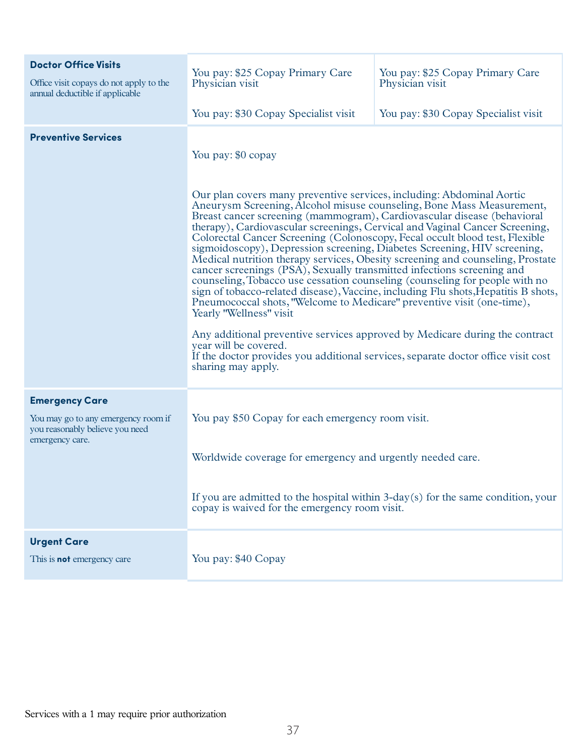| | | |
|---|---|---|
| **Doctor Office Visits**<br><br>Office visit copays do not apply to the annual deductible if applicable | You pay: $25 Copay Primary Care Physician visit<br><br>You pay: $30 Copay Specialist visit | You pay: $25 Copay Primary Care Physician visit<br><br>You pay: $30 Copay Specialist visit |
| **Preventive Services** | You pay: $0 copay<br><br>Our plan covers many preventive services, including: Abdominal Aortic Aneurysm Screening, Alcohol misuse counseling, Bone Mass Measurement, Breast cancer screening (mammogram), Cardiovascular disease (behavioral therapy), Cardiovascular screenings, Cervical and Vaginal Cancer Screening, Colorectal Cancer Screening (Colonoscopy, Fecal occult blood test, Flexible sigmoidoscopy), Depression screening, Diabetes Screening, HIV screening, Medical nutrition therapy services, Obesity screening and counseling, Prostate cancer screenings (PSA), Sexually transmitted infections screening and counseling, Tobacco use cessation counseling (counseling for people with no sign of tobacco-related disease), Vaccine, including Flu shots, Hepatitis B shots, Pneumococcal shots, "Welcome to Medicare" preventive visit (one-time), Yearly "Wellness" visit<br><br>Any additional preventive services approved by Medicare during the contract year will be covered.<br>If the doctor provides you additional services, separate doctor office visit cost sharing may apply. | |
| **Emergency Care**<br><br>You may go to any emergency room if you reasonably believe you need emergency care. | You pay $50 Copay for each emergency room visit.<br><br>Worldwide coverage for emergency and urgently needed care.<br><br>If you are admitted to the hospital within 3-day(s) for the same condition, your copay is waived for the emergency room visit. | |
| **Urgent Care**<br><br>This is **not** emergency care | You pay: $40 Copay | |

Services with a 1 may require prior authorization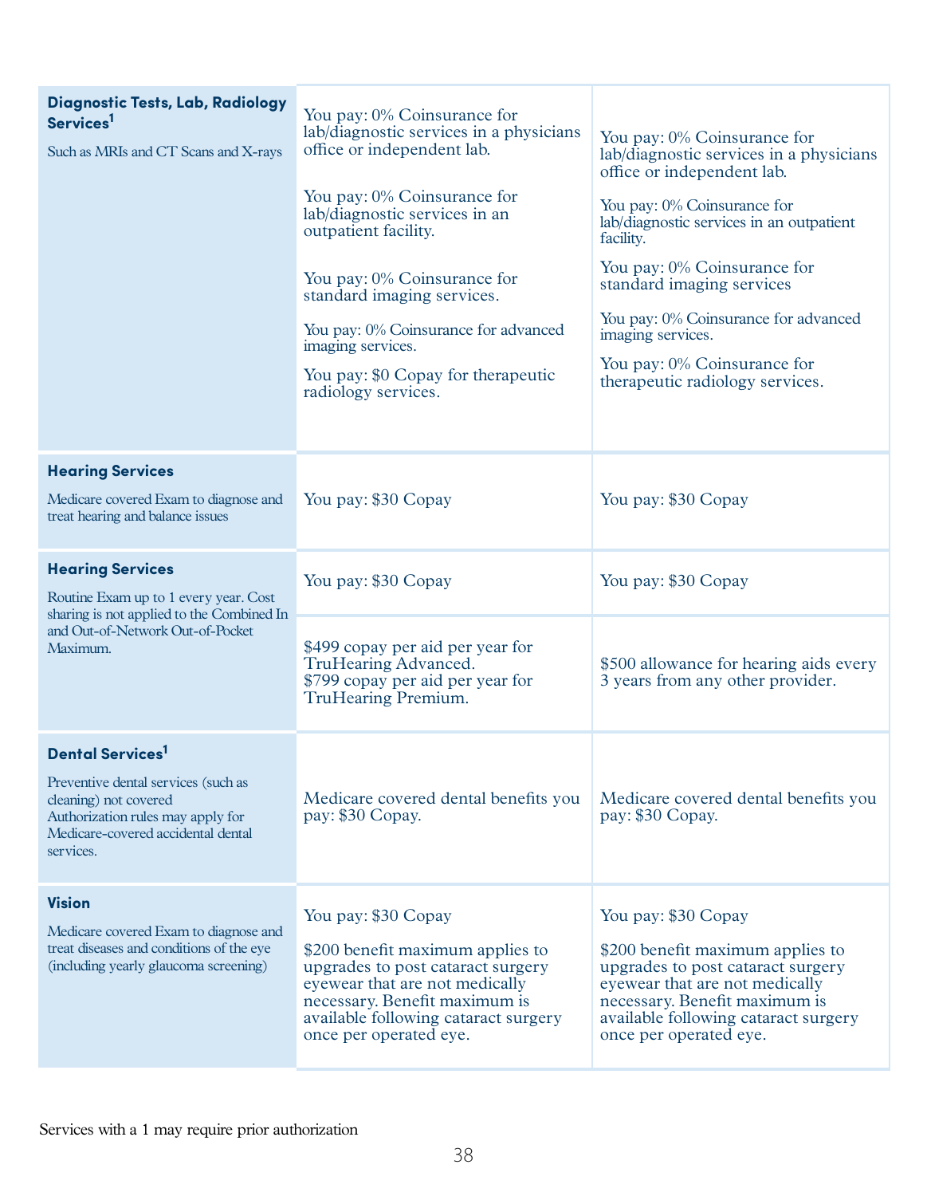| | | |
|---|---|---|
| **Diagnostic Tests, Lab, Radiology Services**[1]<br><br>Such as MRIs and CT Scans and X-rays | You pay: 0% Coinsurance for lab/diagnostic services in a physicians office or independent lab.<br><br>You pay: 0% Coinsurance for lab/diagnostic services in an outpatient facility.<br><br>You pay: 0% Coinsurance for standard imaging services.<br><br>You pay: 0% Coinsurance for advanced imaging services.<br><br>You pay: $0 Copay for therapeutic radiology services. | You pay: 0% Coinsurance for lab/diagnostic services in a physicians office or independent lab.<br><br>You pay: 0% Coinsurance for lab/diagnostic services in an outpatient facility.<br><br>You pay: 0% Coinsurance for standard imaging services<br><br>You pay: 0% Coinsurance for advanced imaging services.<br><br>You pay: 0% Coinsurance for therapeutic radiology services. |
| **Hearing Services**<br><br>Medicare covered Exam to diagnose and treat hearing and balance issues | You pay: $30 Copay | You pay: $30 Copay |
| **Hearing Services**<br><br>Routine Exam up to 1 every year. Cost sharing is not applied to the Combined In and Out-of-Network Out-of-Pocket Maximum. | You pay: $30 Copay | You pay: $30 Copay |
| | $499 copay per aid per year for TruHearing Advanced.<br>$799 copay per aid per year for TruHearing Premium. | $500 allowance for hearing aids every 3 years from any other provider. |
| **Dental Services**[1]<br><br>Preventive dental services (such as cleaning) not covered<br>Authorization rules may apply for Medicare-covered accidental dental services. | Medicare covered dental benefits you pay: $30 Copay. | Medicare covered dental benefits you pay: $30 Copay. |
| **Vision**<br><br>Medicare covered Exam to diagnose and treat diseases and conditions of the eye (including yearly glaucoma screening) | You pay: $30 Copay<br><br>$200 benefit maximum applies to upgrades to post cataract surgery eyewear that are not medically necessary. Benefit maximum is available following cataract surgery once per operated eye. | You pay: $30 Copay<br><br>$200 benefit maximum applies to upgrades to post cataract surgery eyewear that are not medically necessary. Benefit maximum is available following cataract surgery once per operated eye. |

Services with a 1 may require prior authorization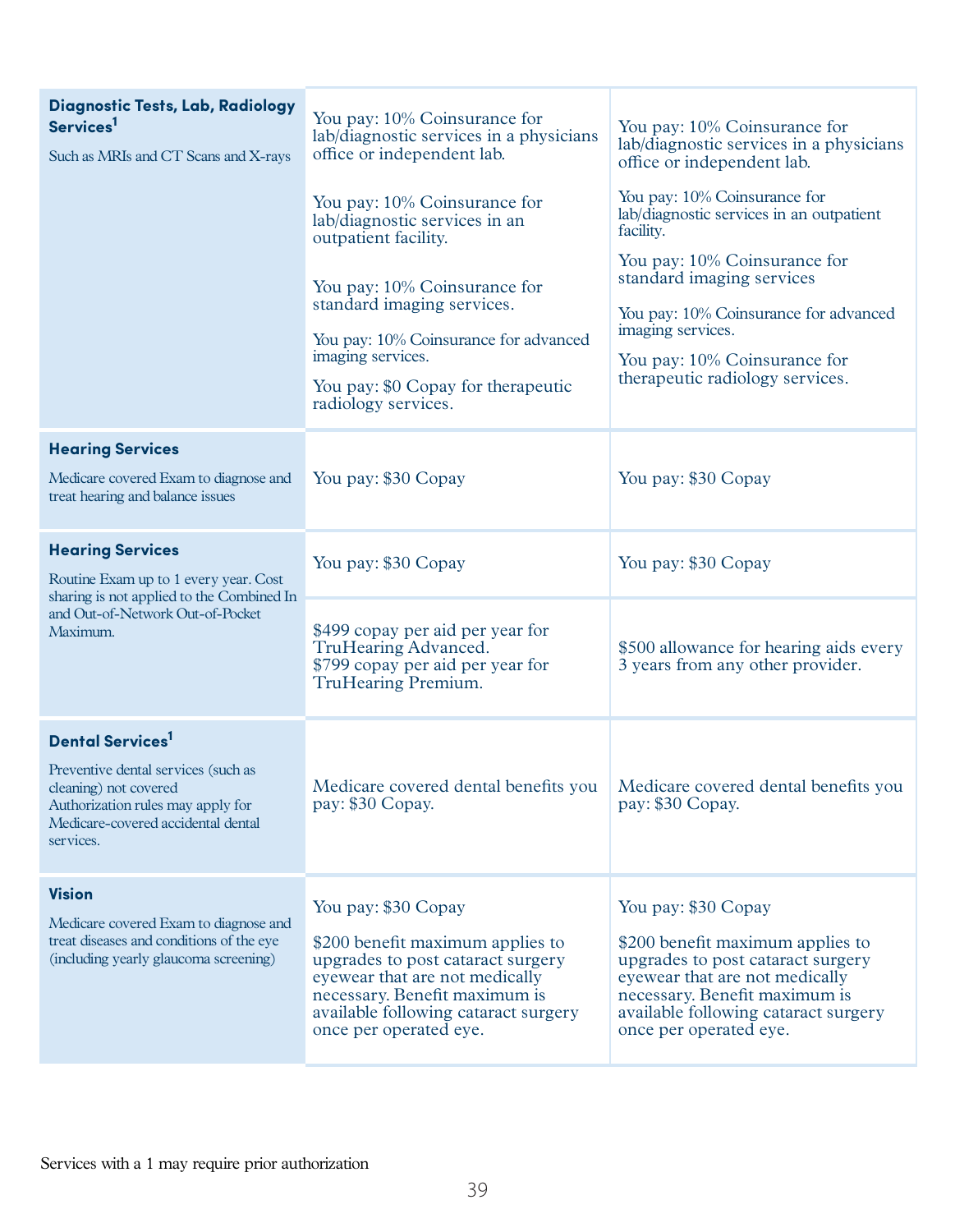| | | |
|---|---|---|
| **Diagnostic Tests, Lab, Radiology Services**[1]<br><br>Such as MRIs and CT Scans and X-rays | You pay: 10% Coinsurance for lab/diagnostic services in a physicians office or independent lab.<br><br>You pay: 10% Coinsurance for lab/diagnostic services in an outpatient facility.<br><br>You pay: 10% Coinsurance for standard imaging services.<br><br>You pay: 10% Coinsurance for advanced imaging services.<br><br>You pay: $0 Copay for therapeutic radiology services. | You pay: 10% Coinsurance for lab/diagnostic services in a physicians office or independent lab.<br><br>You pay: 10% Coinsurance for lab/diagnostic services in an outpatient facility.<br><br>You pay: 10% Coinsurance for standard imaging services<br><br>You pay: 10% Coinsurance for advanced imaging services.<br><br>You pay: 10% Coinsurance for therapeutic radiology services. |
| **Hearing Services**<br><br>Medicare covered Exam to diagnose and treat hearing and balance issues | You pay: $30 Copay | You pay: $30 Copay |
| **Hearing Services**<br><br>Routine Exam up to 1 every year. Cost sharing is not applied to the Combined In and Out-of-Network Out-of-Pocket Maximum. | You pay: $30 Copay | You pay: $30 Copay |
| | $499 copay per aid per year for TruHearing Advanced.<br>$799 copay per aid per year for TruHearing Premium. | $500 allowance for hearing aids every 3 years from any other provider. |
| **Dental Services**[1]<br><br>Preventive dental services (such as cleaning) not covered<br>Authorization rules may apply for Medicare-covered accidental dental services. | Medicare covered dental benefits you pay: $30 Copay. | Medicare covered dental benefits you pay: $30 Copay. |
| **Vision**<br><br>Medicare covered Exam to diagnose and treat diseases and conditions of the eye (including yearly glaucoma screening) | You pay: $30 Copay<br><br>$200 benefit maximum applies to upgrades to post cataract surgery eyewear that are not medically necessary. Benefit maximum is available following cataract surgery once per operated eye. | You pay: $30 Copay<br><br>$200 benefit maximum applies to upgrades to post cataract surgery eyewear that are not medically necessary. Benefit maximum is available following cataract surgery once per operated eye. |

Services with a 1 may require prior authorization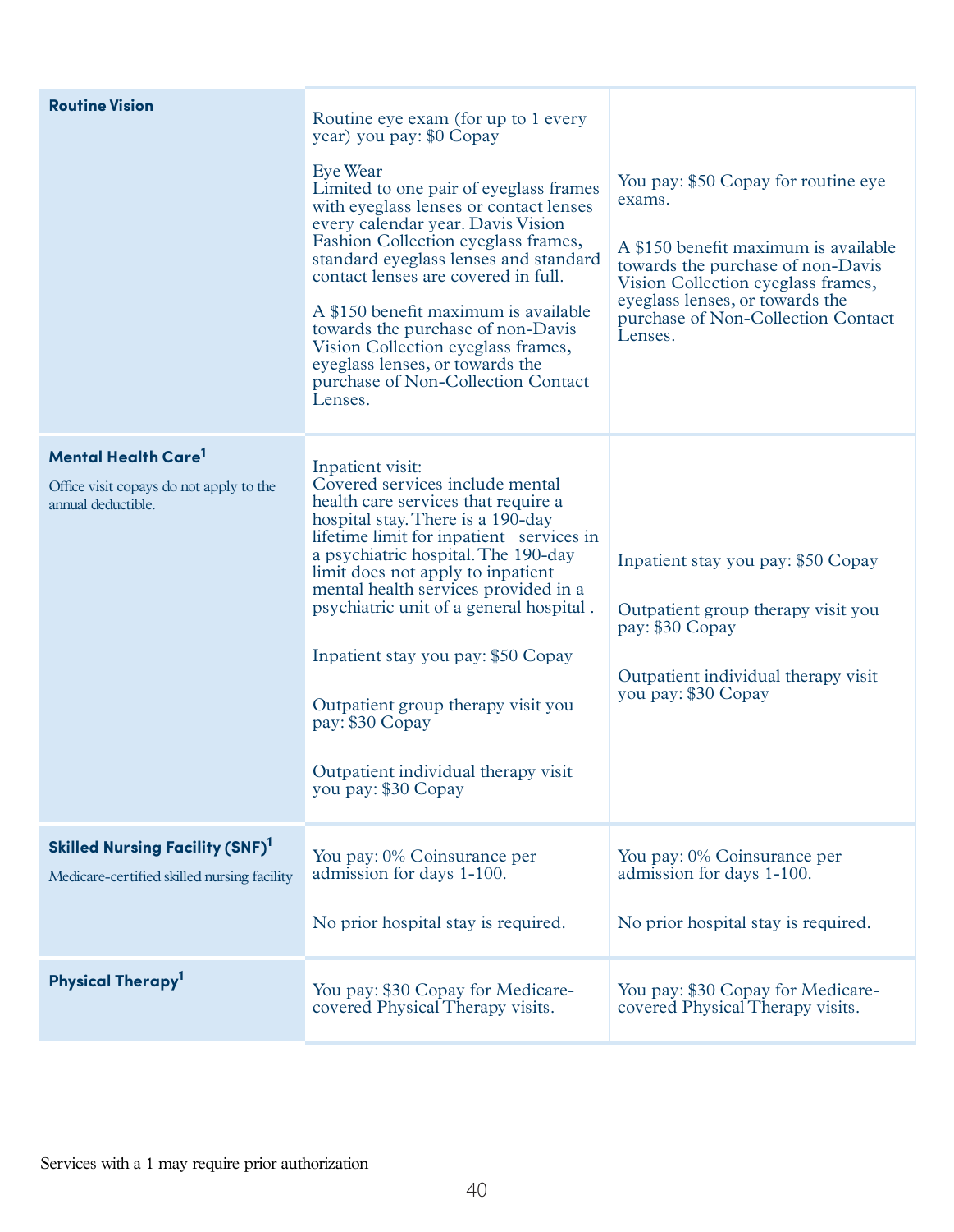| | | |
|---|---|---|
| **Routine Vision** | Routine eye exam (for up to 1 every year) you pay: $0 Copay<br><br>Eye Wear<br>Limited to one pair of eyeglass frames with eyeglass lenses or contact lenses every calendar year. Davis Vision Fashion Collection eyeglass frames, standard eyeglass lenses and standard contact lenses are covered in full.<br><br>A $150 benefit maximum is available towards the purchase of non-Davis Vision Collection eyeglass frames, eyeglass lenses, or towards the purchase of Non-Collection Contact Lenses. | You pay: $50 Copay for routine eye exams.<br><br>A $150 benefit maximum is available towards the purchase of non-Davis Vision Collection eyeglass frames, eyeglass lenses, or towards the purchase of Non-Collection Contact Lenses. |
| **Mental Health Care**[1]<br><br>Office visit copays do not apply to the annual deductible. | Inpatient visit:<br>Covered services include mental health care services that require a hospital stay. There is a 190-day lifetime limit for inpatient services in a psychiatric hospital. The 190-day limit does not apply to inpatient mental health services provided in a psychiatric unit of a general hospital .<br><br>Inpatient stay you pay: $50 Copay<br><br>Outpatient group therapy visit you pay: $30 Copay<br><br>Outpatient individual therapy visit you pay: $30 Copay | Inpatient stay you pay: $50 Copay<br><br>Outpatient group therapy visit you pay: $30 Copay<br><br>Outpatient individual therapy visit you pay: $30 Copay |
| **Skilled Nursing Facility (SNF)**[1]<br><br>Medicare-certified skilled nursing facility | You pay: 0% Coinsurance per admission for days 1-100.<br><br>No prior hospital stay is required. | You pay: 0% Coinsurance per admission for days 1-100.<br><br>No prior hospital stay is required. |
| **Physical Therapy**[1] | You pay: $30 Copay for Medicare-covered Physical Therapy visits. | You pay: $30 Copay for Medicare-covered Physical Therapy visits. |

Services with a 1 may require prior authorization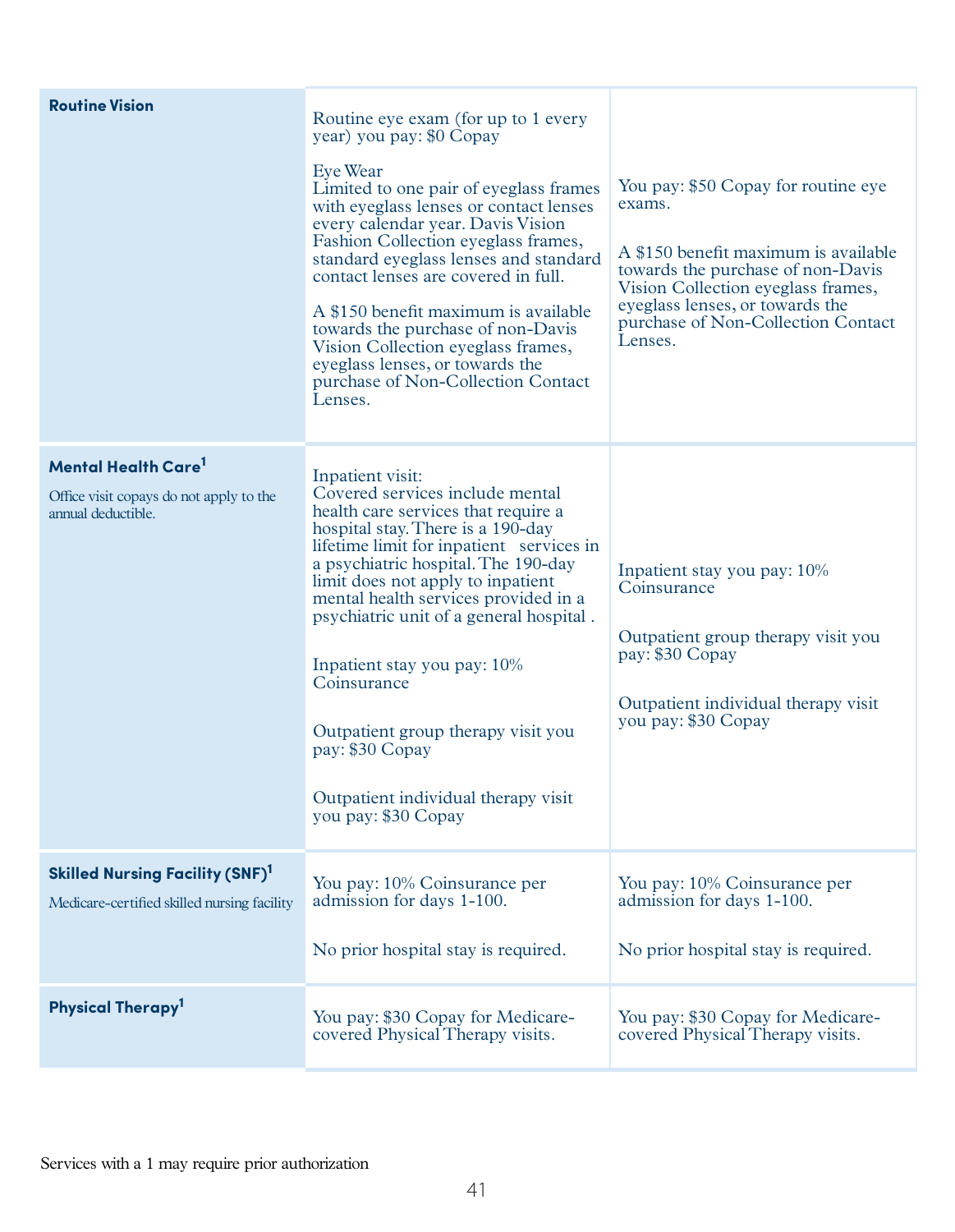| | | |
|---|---|---|
| **Routine Vision** | Routine eye exam (for up to 1 every year) you pay: $0 Copay<br><br>Eye Wear<br>Limited to one pair of eyeglass frames with eyeglass lenses or contact lenses every calendar year. Davis Vision Fashion Collection eyeglass frames, standard eyeglass lenses and standard contact lenses are covered in full.<br><br>A $150 benefit maximum is available towards the purchase of non-Davis Vision Collection eyeglass frames, eyeglass lenses, or towards the purchase of Non-Collection Contact Lenses. | You pay: $50 Copay for routine eye exams.<br><br>A $150 benefit maximum is available towards the purchase of non-Davis Vision Collection eyeglass frames, eyeglass lenses, or towards the purchase of Non-Collection Contact Lenses. |
| **Mental Health Care**[1]<br><br>Office visit copays do not apply to the annual deductible. | Inpatient visit:<br>Covered services include mental health care services that require a hospital stay. There is a 190-day lifetime limit for inpatient services in a psychiatric hospital. The 190-day limit does not apply to inpatient mental health services provided in a psychiatric unit of a general hospital .<br><br>Inpatient stay you pay: 10% Coinsurance<br><br>Outpatient group therapy visit you pay: $30 Copay<br><br>Outpatient individual therapy visit you pay: $30 Copay | Inpatient stay you pay: 10% Coinsurance<br><br>Outpatient group therapy visit you pay: $30 Copay<br><br>Outpatient individual therapy visit you pay: $30 Copay |
| **Skilled Nursing Facility (SNF)**[1]<br><br>Medicare-certified skilled nursing facility | You pay: 10% Coinsurance per admission for days 1-100.<br><br>No prior hospital stay is required. | You pay: 10% Coinsurance per admission for days 1-100.<br><br>No prior hospital stay is required. |
| **Physical Therapy**[1] | You pay: $30 Copay for Medicare-covered Physical Therapy visits. | You pay: $30 Copay for Medicare-covered Physical Therapy visits. |

Services with a 1 may require prior authorization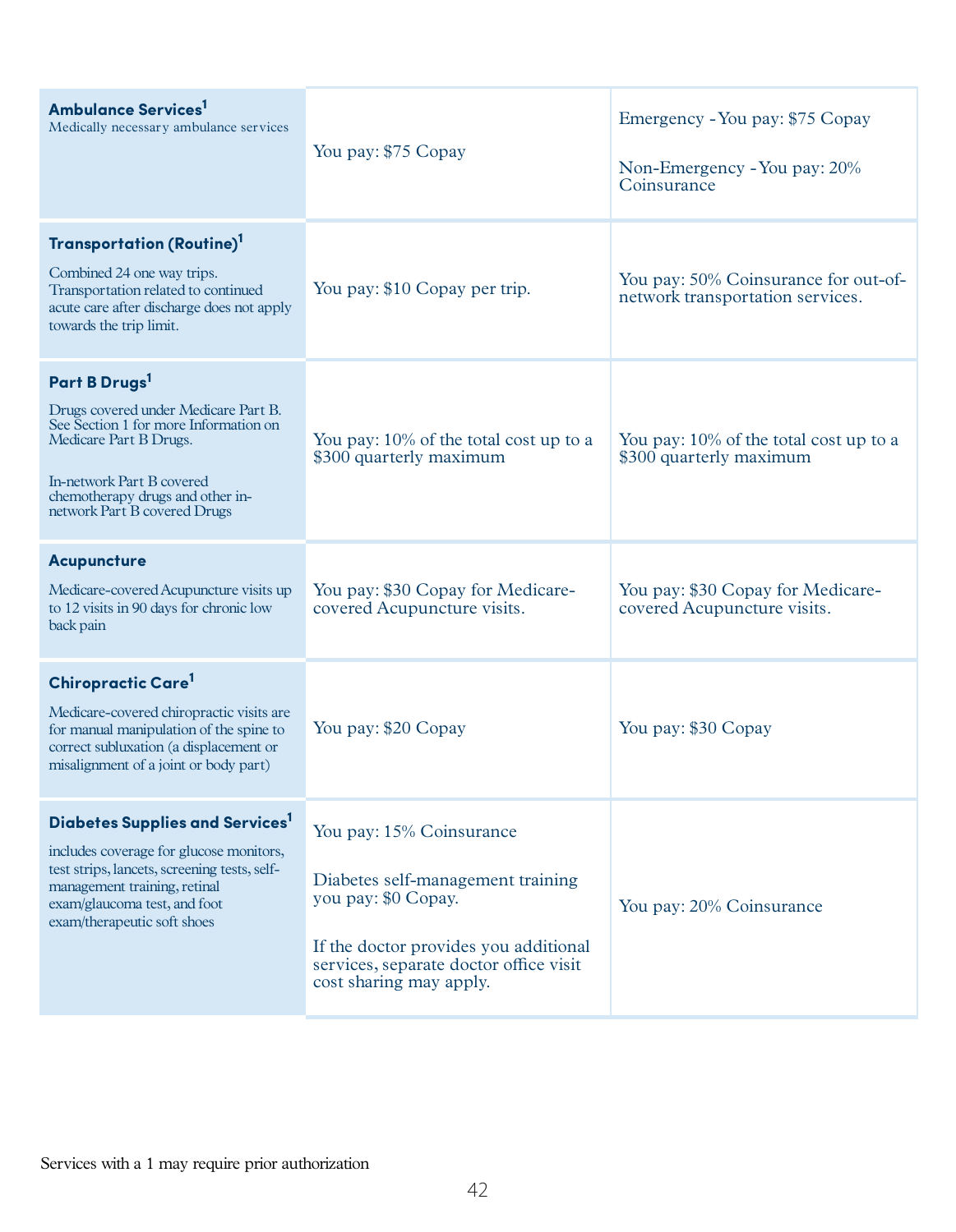| | | |
|---|---|---|
| **Ambulance Services**[1]<br>Medically necessary ambulance services | You pay: $75 Copay | Emergency - You pay: $75 Copay<br><br>Non-Emergency - You pay: 20% Coinsurance |
| **Transportation (Routine)**[1]<br><br>Combined 24 one way trips. Transportation related to continued acute care after discharge does not apply towards the trip limit. | You pay: $10 Copay per trip. | You pay: 50% Coinsurance for out-of-network transportation services. |
| **Part B Drugs**[1]<br><br>Drugs covered under Medicare Part B. See Section 1 for more Information on Medicare Part B Drugs.<br><br>In-network Part B covered chemotherapy drugs and other in-network Part B covered Drugs | You pay: 10% of the total cost up to a $300 quarterly maximum | You pay: 10% of the total cost up to a $300 quarterly maximum |
| **Acupuncture**<br><br>Medicare-covered Acupuncture visits up to 12 visits in 90 days for chronic low back pain | You pay: $30 Copay for Medicare-covered Acupuncture visits. | You pay: $30 Copay for Medicare-covered Acupuncture visits. |
| **Chiropractic Care**[1]<br><br>Medicare-covered chiropractic visits are for manual manipulation of the spine to correct subluxation (a displacement or misalignment of a joint or body part) | You pay: $20 Copay | You pay: $30 Copay |
| **Diabetes Supplies and Services**[1]<br><br>includes coverage for glucose monitors, test strips, lancets, screening tests, self-management training, retinal exam/glaucoma test, and foot exam/therapeutic soft shoes | You pay: 15% Coinsurance<br><br>Diabetes self-management training you pay: $0 Copay.<br><br>If the doctor provides you additional services, separate doctor office visit cost sharing may apply. | You pay: 20% Coinsurance |

Services with a 1 may require prior authorization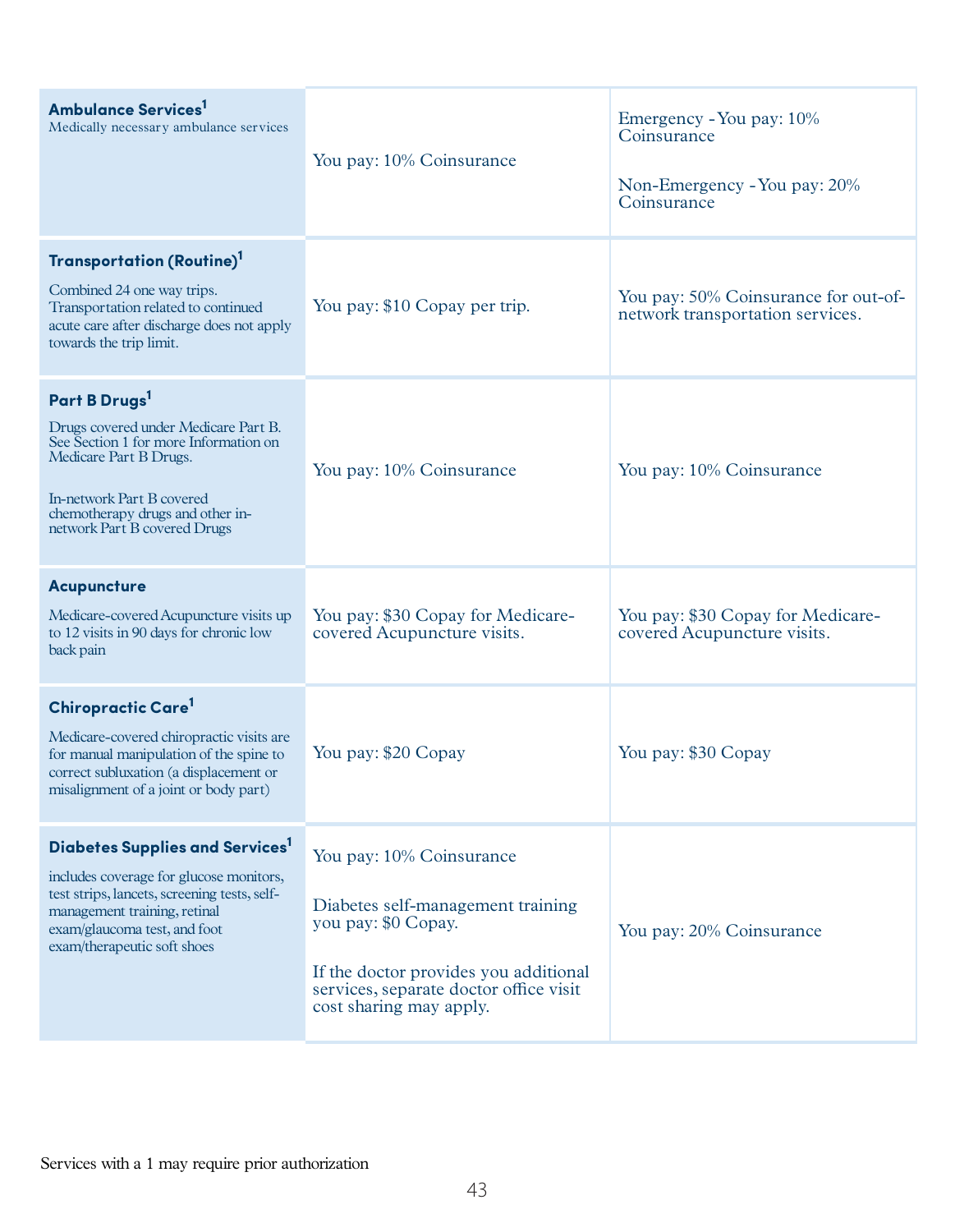| | | |
|---|---|---|
| **Ambulance Services**[1]<br>Medically necessary ambulance services | You pay: 10% Coinsurance | Emergency - You pay: 10% Coinsurance<br><br>Non-Emergency - You pay: 20% Coinsurance |
| **Transportation (Routine)**[1]<br><br>Combined 24 one way trips. Transportation related to continued acute care after discharge does not apply towards the trip limit. | You pay: $10 Copay per trip. | You pay: 50% Coinsurance for out-of-network transportation services. |
| **Part B Drugs**[1]<br><br>Drugs covered under Medicare Part B. See Section 1 for more Information on Medicare Part B Drugs.<br><br>In-network Part B covered chemotherapy drugs and other in-network Part B covered Drugs | You pay: 10% Coinsurance | You pay: 10% Coinsurance |
| **Acupuncture**<br><br>Medicare-covered Acupuncture visits up to 12 visits in 90 days for chronic low back pain | You pay: $30 Copay for Medicare-covered Acupuncture visits. | You pay: $30 Copay for Medicare-covered Acupuncture visits. |
| **Chiropractic Care**[1]<br><br>Medicare-covered chiropractic visits are for manual manipulation of the spine to correct subluxation (a displacement or misalignment of a joint or body part) | You pay: $20 Copay | You pay: $30 Copay |
| **Diabetes Supplies and Services**[1]<br><br>includes coverage for glucose monitors, test strips, lancets, screening tests, self-management training, retinal exam/glaucoma test, and foot exam/therapeutic soft shoes | You pay: 10% Coinsurance<br><br>Diabetes self-management training you pay: $0 Copay.<br><br>If the doctor provides you additional services, separate doctor office visit cost sharing may apply. | You pay: 20% Coinsurance |

Services with a 1 may require prior authorization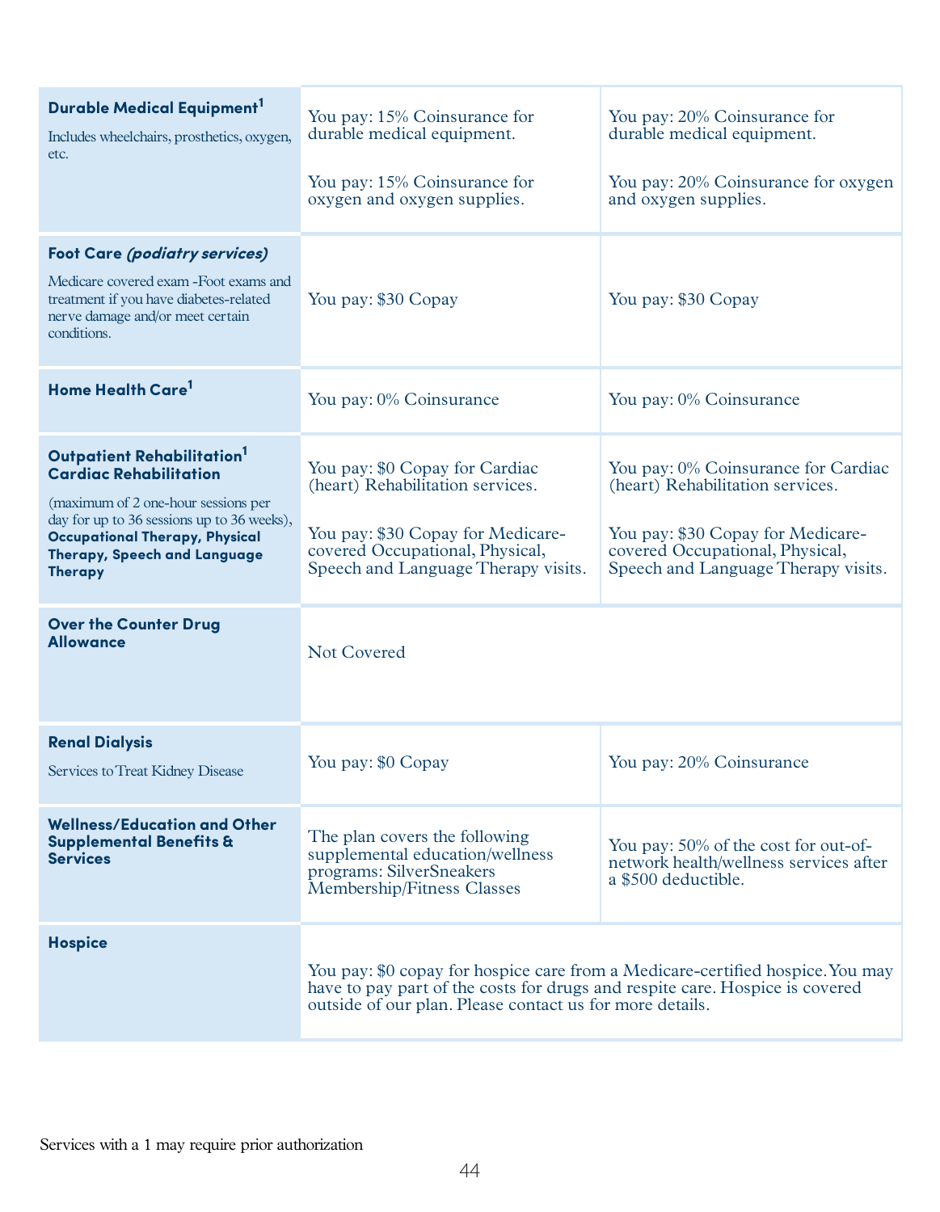| | | |
|---|---|---|
| **Durable Medical Equipment**[1] Includes wheelchairs, prosthetics, oxygen, etc. | You pay: 15% Coinsurance for durable medical equipment. You pay: 15% Coinsurance for oxygen and oxygen supplies. | You pay: 20% Coinsurance for durable medical equipment. You pay: 20% Coinsurance for oxygen and oxygen supplies. |
| **Foot Care *(podiatry services)*** Medicare covered exam -Foot exams and treatment if you have diabetes-related nerve damage and/or meet certain conditions. | You pay: $30 Copay | You pay: $30 Copay |
| **Home Health Care**[1] | You pay: 0% Coinsurance | You pay: 0% Coinsurance |
| **Outpatient Rehabilitation**[1] **Cardiac Rehabilitation** (maximum of 2 one-hour sessions per day for up to 36 sessions up to 36 weeks), **Occupational Therapy, Physical Therapy, Speech and Language Therapy** | You pay: $0 Copay for Cardiac (heart) Rehabilitation services. You pay: $30 Copay for Medicare-covered Occupational, Physical, Speech and Language Therapy visits. | You pay: 0% Coinsurance for Cardiac (heart) Rehabilitation services. You pay: $30 Copay for Medicare-covered Occupational, Physical, Speech and Language Therapy visits. |
| **Over the Counter Drug Allowance** | Not Covered | |
| **Renal Dialysis** Services to Treat Kidney Disease | You pay: $0 Copay | You pay: 20% Coinsurance |
| **Wellness/Education and Other Supplemental Benefits & Services** | The plan covers the following supplemental education/wellness programs: SilverSneakers Membership/Fitness Classes | You pay: 50% of the cost for out-of-network health/wellness services after a $500 deductible. |
| **Hospice** | You pay: $0 copay for hospice care from a Medicare-certified hospice. You may have to pay part of the costs for drugs and respite care. Hospice is covered outside of our plan. Please contact us for more details. | |

Services with a 1 may require prior authorization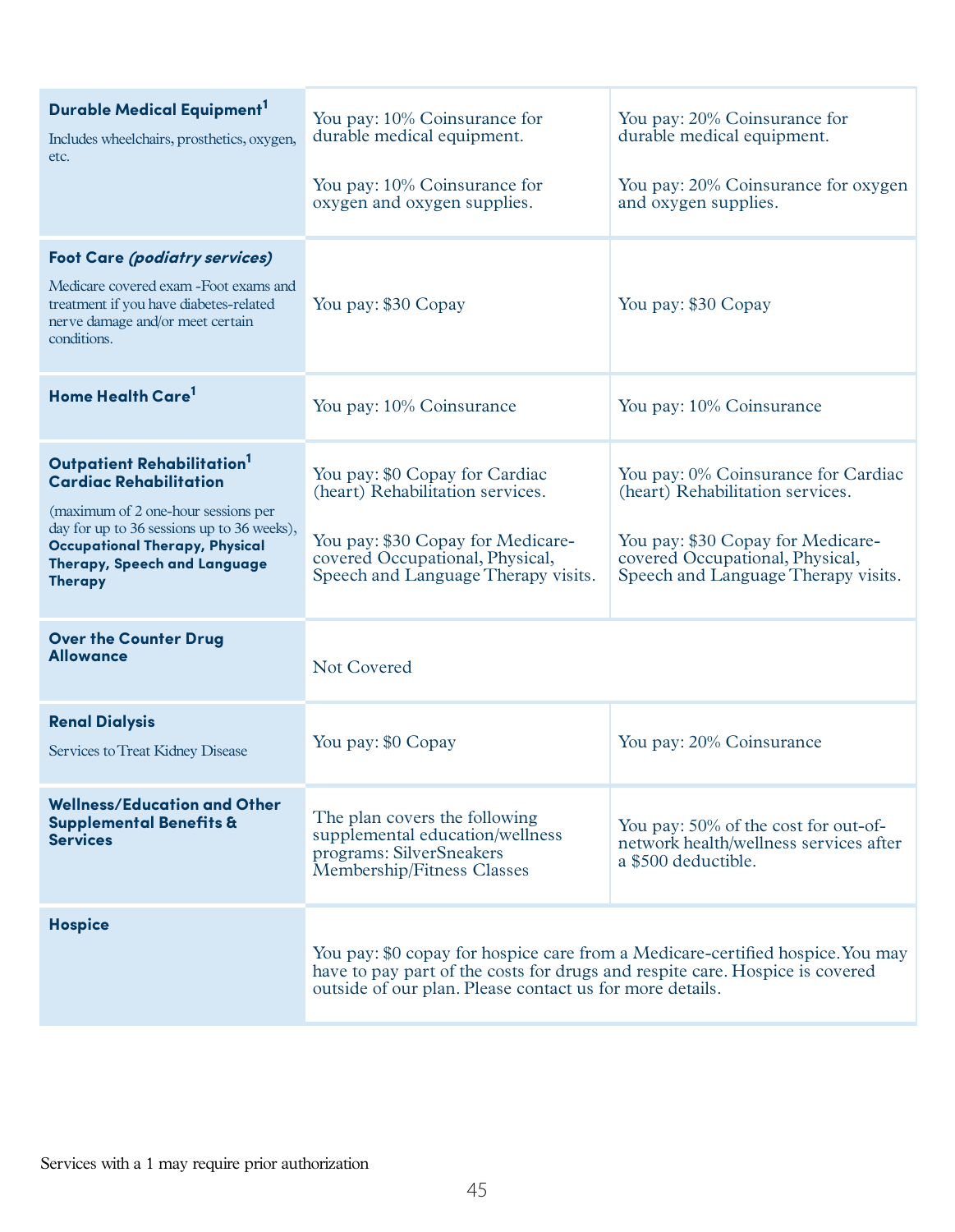| | | |
|---|---|---|
| **Durable Medical Equipment**[1]<br>Includes wheelchairs, prosthetics, oxygen, etc. | You pay: 10% Coinsurance for durable medical equipment.<br><br>You pay: 10% Coinsurance for oxygen and oxygen supplies. | You pay: 20% Coinsurance for durable medical equipment.<br><br>You pay: 20% Coinsurance for oxygen and oxygen supplies. |
| **Foot Care** ***(podiatry services)***<br>Medicare covered exam -Foot exams and treatment if you have diabetes-related nerve damage and/or meet certain conditions. | You pay: $30 Copay | You pay: $30 Copay |
| **Home Health Care**[1] | You pay: 10% Coinsurance | You pay: 10% Coinsurance |
| **Outpatient Rehabilitation**[1] **Cardiac Rehabilitation**<br>(maximum of 2 one-hour sessions per day for up to 36 sessions up to 36 weeks), **Occupational Therapy, Physical Therapy, Speech and Language Therapy** | You pay: $0 Copay for Cardiac (heart) Rehabilitation services.<br><br>You pay: $30 Copay for Medicare-covered Occupational, Physical, Speech and Language Therapy visits. | You pay: 0% Coinsurance for Cardiac (heart) Rehabilitation services.<br><br>You pay: $30 Copay for Medicare-covered Occupational, Physical, Speech and Language Therapy visits. |
| **Over the Counter Drug Allowance** | Not Covered | |
| **Renal Dialysis**<br>Services to Treat Kidney Disease | You pay: $0 Copay | You pay: 20% Coinsurance |
| **Wellness/Education and Other Supplemental Benefits & Services** | The plan covers the following supplemental education/wellness programs: SilverSneakers Membership/Fitness Classes | You pay: 50% of the cost for out-of-network health/wellness services after a $500 deductible. |
| **Hospice** | You pay: $0 copay for hospice care from a Medicare-certified hospice. You may have to pay part of the costs for drugs and respite care. Hospice is covered outside of our plan. Please contact us for more details. | |

Services with a 1 may require prior authorization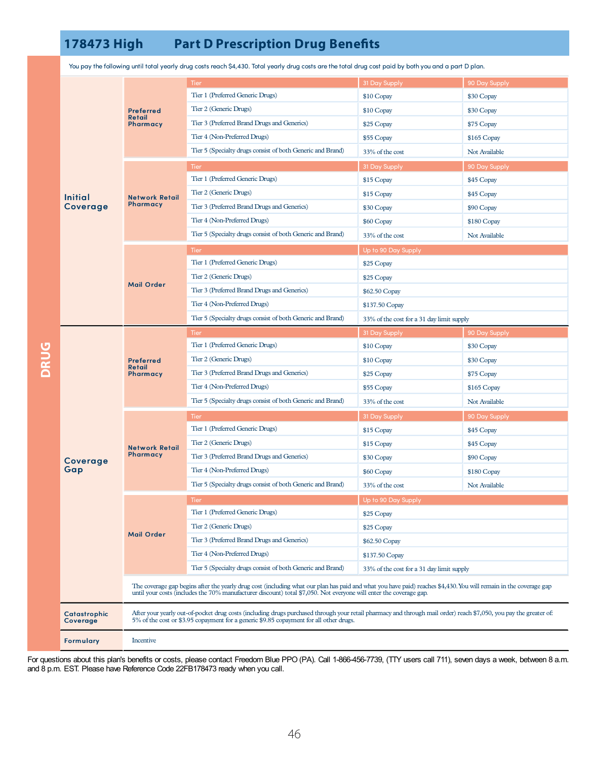## 178473 High — Part D Prescription Drug Benefits

**DRUG**

You pay the following until total yearly drug costs reach $4,430. Total yearly drug costs are the total drug cost paid by both you and a part D plan.

### Initial Coverage

**Preferred Retail Pharmacy**

| Tier | 31 Day Supply | 90 Day Supply |
|---|---|---|
| Tier 1 (Preferred Generic Drugs) | $10 Copay | $30 Copay |
| Tier 2 (Generic Drugs) | $10 Copay | $30 Copay |
| Tier 3 (Preferred Brand Drugs and Generics) | $25 Copay | $75 Copay |
| Tier 4 (Non-Preferred Drugs) | $55 Copay | $165 Copay |
| Tier 5 (Specialty drugs consist of both Generic and Brand) | 33% of the cost | Not Available |

**Network Retail Pharmacy**

| Tier | 31 Day Supply | 90 Day Supply |
|---|---|---|
| Tier 1 (Preferred Generic Drugs) | $15 Copay | $45 Copay |
| Tier 2 (Generic Drugs) | $15 Copay | $45 Copay |
| Tier 3 (Preferred Brand Drugs and Generics) | $30 Copay | $90 Copay |
| Tier 4 (Non-Preferred Drugs) | $60 Copay | $180 Copay |
| Tier 5 (Specialty drugs consist of both Generic and Brand) | 33% of the cost | Not Available |

**Mail Order**

| Tier | Up to 90 Day Supply |
|---|---|
| Tier 1 (Preferred Generic Drugs) | $25 Copay |
| Tier 2 (Generic Drugs) | $25 Copay |
| Tier 3 (Preferred Brand Drugs and Generics) | $62.50 Copay |
| Tier 4 (Non-Preferred Drugs) | $137.50 Copay |
| Tier 5 (Specialty drugs consist of both Generic and Brand) | 33% of the cost for a 31 day limit supply |

### Coverage Gap

**Preferred Retail Pharmacy**

| Tier | 31 Day Supply | 90 Day Supply |
|---|---|---|
| Tier 1 (Preferred Generic Drugs) | $10 Copay | $30 Copay |
| Tier 2 (Generic Drugs) | $10 Copay | $30 Copay |
| Tier 3 (Preferred Brand Drugs and Generics) | $25 Copay | $75 Copay |
| Tier 4 (Non-Preferred Drugs) | $55 Copay | $165 Copay |
| Tier 5 (Specialty drugs consist of both Generic and Brand) | 33% of the cost | Not Available |

**Network Retail Pharmacy**

| Tier | 31 Day Supply | 90 Day Supply |
|---|---|---|
| Tier 1 (Preferred Generic Drugs) | $15 Copay | $45 Copay |
| Tier 2 (Generic Drugs) | $15 Copay | $45 Copay |
| Tier 3 (Preferred Brand Drugs and Generics) | $30 Copay | $90 Copay |
| Tier 4 (Non-Preferred Drugs) | $60 Copay | $180 Copay |
| Tier 5 (Specialty drugs consist of both Generic and Brand) | 33% of the cost | Not Available |

**Mail Order**

| Tier | Up to 90 Day Supply |
|---|---|
| Tier 1 (Preferred Generic Drugs) | $25 Copay |
| Tier 2 (Generic Drugs) | $25 Copay |
| Tier 3 (Preferred Brand Drugs and Generics) | $62.50 Copay |
| Tier 4 (Non-Preferred Drugs) | $137.50 Copay |
| Tier 5 (Specialty drugs consist of both Generic and Brand) | 33% of the cost for a 31 day limit supply |

The coverage gap begins after the yearly drug cost (including what our plan has paid and what you have paid) reaches $4,430. You will remain in the coverage gap until your costs (includes the 70% manufacturer discount) total $7,050. Not everyone will enter the coverage gap.

### Catastrophic Coverage

After your yearly out-of-pocket drug costs (including drugs purchased through your retail pharmacy and through mail order) reach $7,050, you pay the greater of: 5% of the cost or $3.95 copayment for a generic $9.85 copayment for all other drugs.

### Formulary

Incentive

For questions about this plan's benefits or costs, please contact Freedom Blue PPO (PA). Call 1-866-456-7739, (TTY users call 711), seven days a week, between 8 a.m. and 8 p.m. EST. Please have Reference Code 22FB178473 ready when you call.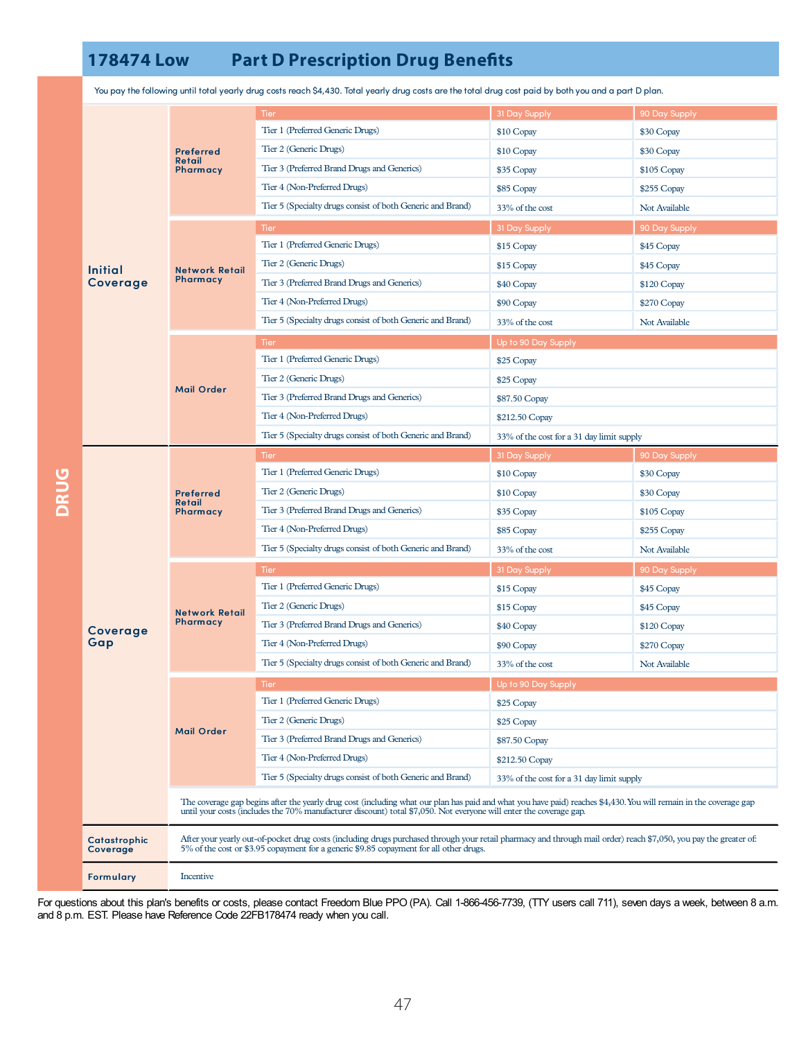## 178474 Low Part D Prescription Drug Benefits

**DRUG**

You pay the following until total yearly drug costs reach $4,430. Total yearly drug costs are the total drug cost paid by both you and a part D plan.

| Stage | Pharmacy | Tier | 31 Day Supply | 90 Day Supply |
|---|---|---|---|---|
| Initial Coverage | Preferred Retail Pharmacy | Tier 1 (Preferred Generic Drugs) | $10 Copay | $30 Copay |
| | | Tier 2 (Generic Drugs) | $10 Copay | $30 Copay |
| | | Tier 3 (Preferred Brand Drugs and Generics) | $35 Copay | $105 Copay |
| | | Tier 4 (Non-Preferred Drugs) | $85 Copay | $255 Copay |
| | | Tier 5 (Specialty drugs consist of both Generic and Brand) | 33% of the cost | Not Available |
| | Network Retail Pharmacy | Tier 1 (Preferred Generic Drugs) | $15 Copay | $45 Copay |
| | | Tier 2 (Generic Drugs) | $15 Copay | $45 Copay |
| | | Tier 3 (Preferred Brand Drugs and Generics) | $40 Copay | $120 Copay |
| | | Tier 4 (Non-Preferred Drugs) | $90 Copay | $270 Copay |
| | | Tier 5 (Specialty drugs consist of both Generic and Brand) | 33% of the cost | Not Available |

| Stage | Pharmacy | Tier | Up to 90 Day Supply |
|---|---|---|---|
| Initial Coverage | Mail Order | Tier 1 (Preferred Generic Drugs) | $25 Copay |
| | | Tier 2 (Generic Drugs) | $25 Copay |
| | | Tier 3 (Preferred Brand Drugs and Generics) | $87.50 Copay |
| | | Tier 4 (Non-Preferred Drugs) | $212.50 Copay |
| | | Tier 5 (Specialty drugs consist of both Generic and Brand) | 33% of the cost for a 31 day limit supply |

| Stage | Pharmacy | Tier | 31 Day Supply | 90 Day Supply |
|---|---|---|---|---|
| Coverage Gap | Preferred Retail Pharmacy | Tier 1 (Preferred Generic Drugs) | $10 Copay | $30 Copay |
| | | Tier 2 (Generic Drugs) | $10 Copay | $30 Copay |
| | | Tier 3 (Preferred Brand Drugs and Generics) | $35 Copay | $105 Copay |
| | | Tier 4 (Non-Preferred Drugs) | $85 Copay | $255 Copay |
| | | Tier 5 (Specialty drugs consist of both Generic and Brand) | 33% of the cost | Not Available |
| | Network Retail Pharmacy | Tier 1 (Preferred Generic Drugs) | $15 Copay | $45 Copay |
| | | Tier 2 (Generic Drugs) | $15 Copay | $45 Copay |
| | | Tier 3 (Preferred Brand Drugs and Generics) | $40 Copay | $120 Copay |
| | | Tier 4 (Non-Preferred Drugs) | $90 Copay | $270 Copay |
| | | Tier 5 (Specialty drugs consist of both Generic and Brand) | 33% of the cost | Not Available |

| Stage | Pharmacy | Tier | Up to 90 Day Supply |
|---|---|---|---|
| Coverage Gap | Mail Order | Tier 1 (Preferred Generic Drugs) | $25 Copay |
| | | Tier 2 (Generic Drugs) | $25 Copay |
| | | Tier 3 (Preferred Brand Drugs and Generics) | $87.50 Copay |
| | | Tier 4 (Non-Preferred Drugs) | $212.50 Copay |
| | | Tier 5 (Specialty drugs consist of both Generic and Brand) | 33% of the cost for a 31 day limit supply |

The coverage gap begins after the yearly drug cost (including what our plan has paid and what you have paid) reaches $4,430. You will remain in the coverage gap until your costs (includes the 70% manufacturer discount) total $7,050. Not everyone will enter the coverage gap.

| | |
|---|---|
| **Catastrophic Coverage** | After your yearly out-of-pocket drug costs (including drugs purchased through your retail pharmacy and through mail order) reach $7,050, you pay the greater of: 5% of the cost or $3.95 copayment for a generic $9.85 copayment for all other drugs. |
| **Formulary** | Incentive |

For questions about this plan's benefits or costs, please contact Freedom Blue PPO (PA). Call 1-866-456-7739, (TTY users call 711), seven days a week, between 8 a.m. and 8 p.m. EST. Please have Reference Code 22FB178474 ready when you call.